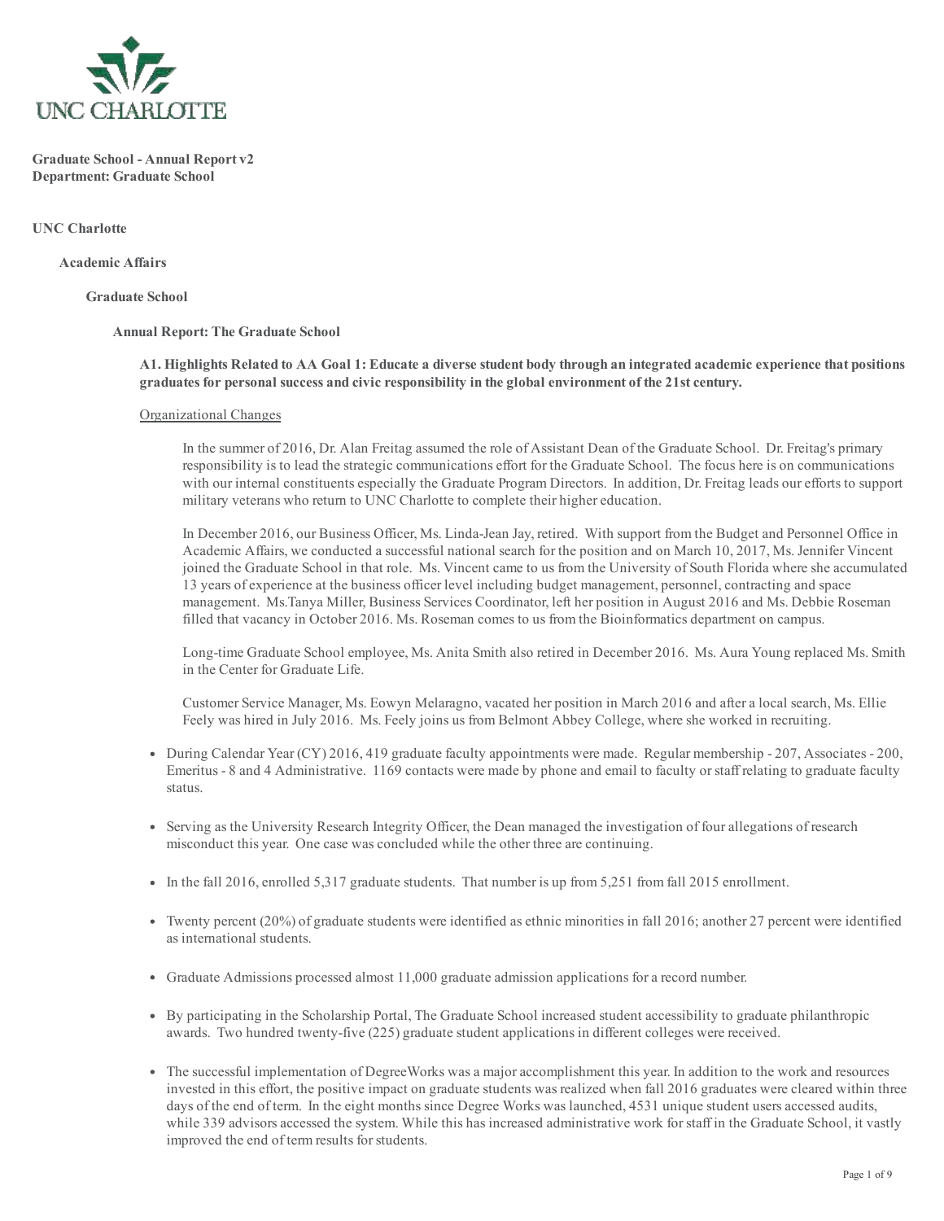**Graduate School - Annual Report v2**
**Department: Graduate School**

**UNC Charlotte**

**Academic Affairs**

**Graduate School**

**Annual Report: The Graduate School**

**A1. Highlights Related to AA Goal 1: Educate a diverse student body through an integrated academic experience that positions graduates for personal success and civic responsibility in the global environment of the 21st century.**

Organizational Changes

In the summer of 2016, Dr. Alan Freitag assumed the role of Assistant Dean of the Graduate School. Dr. Freitag's primary responsibility is to lead the strategic communications effort for the Graduate School. The focus here is on communications with our internal constituents especially the Graduate Program Directors. In addition, Dr. Freitag leads our efforts to support military veterans who return to UNC Charlotte to complete their higher education.

In December 2016, our Business Officer, Ms. Linda-Jean Jay, retired. With support from the Budget and Personnel Office in Academic Affairs, we conducted a successful national search for the position and on March 10, 2017, Ms. Jennifer Vincent joined the Graduate School in that role. Ms. Vincent came to us from the University of South Florida where she accumulated 13 years of experience at the business officer level including budget management, personnel, contracting and space management. Ms.Tanya Miller, Business Services Coordinator, left her position in August 2016 and Ms. Debbie Roseman filled that vacancy in October 2016. Ms. Roseman comes to us from the Bioinformatics department on campus.

Long-time Graduate School employee, Ms. Anita Smith also retired in December 2016. Ms. Aura Young replaced Ms. Smith in the Center for Graduate Life.

Customer Service Manager, Ms. Eowyn Melaragno, vacated her position in March 2016 and after a local search, Ms. Ellie Feely was hired in July 2016. Ms. Feely joins us from Belmont Abbey College, where she worked in recruiting.

- During Calendar Year (CY) 2016, 419 graduate faculty appointments were made. Regular membership - 207, Associates - 200, Emeritus - 8 and 4 Administrative. 1169 contacts were made by phone and email to faculty or staff relating to graduate faculty status.

- Serving as the University Research Integrity Officer, the Dean managed the investigation of four allegations of research misconduct this year. One case was concluded while the other three are continuing.

- In the fall 2016, enrolled 5,317 graduate students. That number is up from 5,251 from fall 2015 enrollment.

- Twenty percent (20%) of graduate students were identified as ethnic minorities in fall 2016; another 27 percent were identified as international students.

- Graduate Admissions processed almost 11,000 graduate admission applications for a record number.

- By participating in the Scholarship Portal, The Graduate School increased student accessibility to graduate philanthropic awards. Two hundred twenty-five (225) graduate student applications in different colleges were received.

- The successful implementation of DegreeWorks was a major accomplishment this year. In addition to the work and resources invested in this effort, the positive impact on graduate students was realized when fall 2016 graduates were cleared within three days of the end of term. In the eight months since Degree Works was launched, 4531 unique student users accessed audits, while 339 advisors accessed the system. While this has increased administrative work for staff in the Graduate School, it vastly improved the end of term results for students.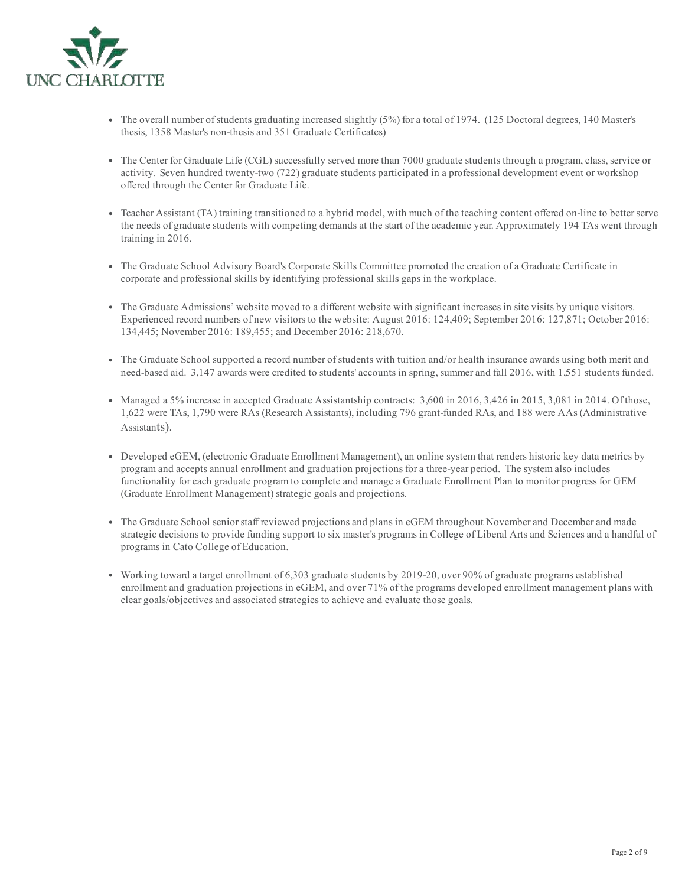- The overall number of students graduating increased slightly (5%) for a total of 1974. (125 Doctoral degrees, 140 Master's thesis, 1358 Master's non-thesis and 351 Graduate Certificates)

- The Center for Graduate Life (CGL) successfully served more than 7000 graduate students through a program, class, service or activity. Seven hundred twenty-two (722) graduate students participated in a professional development event or workshop offered through the Center for Graduate Life.

- Teacher Assistant (TA) training transitioned to a hybrid model, with much of the teaching content offered on-line to better serve the needs of graduate students with competing demands at the start of the academic year. Approximately 194 TAs went through training in 2016.

- The Graduate School Advisory Board's Corporate Skills Committee promoted the creation of a Graduate Certificate in corporate and professional skills by identifying professional skills gaps in the workplace.

- The Graduate Admissions' website moved to a different website with significant increases in site visits by unique visitors. Experienced record numbers of new visitors to the website: August 2016: 124,409; September 2016: 127,871; October 2016: 134,445; November 2016: 189,455; and December 2016: 218,670.

- The Graduate School supported a record number of students with tuition and/or health insurance awards using both merit and need-based aid. 3,147 awards were credited to students' accounts in spring, summer and fall 2016, with 1,551 students funded.

- Managed a 5% increase in accepted Graduate Assistantship contracts: 3,600 in 2016, 3,426 in 2015, 3,081 in 2014. Of those, 1,622 were TAs, 1,790 were RAs (Research Assistants), including 796 grant-funded RAs, and 188 were AAs (Administrative Assistants).

- Developed eGEM, (electronic Graduate Enrollment Management), an online system that renders historic key data metrics by program and accepts annual enrollment and graduation projections for a three-year period. The system also includes functionality for each graduate program to complete and manage a Graduate Enrollment Plan to monitor progress for GEM (Graduate Enrollment Management) strategic goals and projections.

- The Graduate School senior staff reviewed projections and plans in eGEM throughout November and December and made strategic decisions to provide funding support to six master's programs in College of Liberal Arts and Sciences and a handful of programs in Cato College of Education.

- Working toward a target enrollment of 6,303 graduate students by 2019-20, over 90% of graduate programs established enrollment and graduation projections in eGEM, and over 71% of the programs developed enrollment management plans with clear goals/objectives and associated strategies to achieve and evaluate those goals.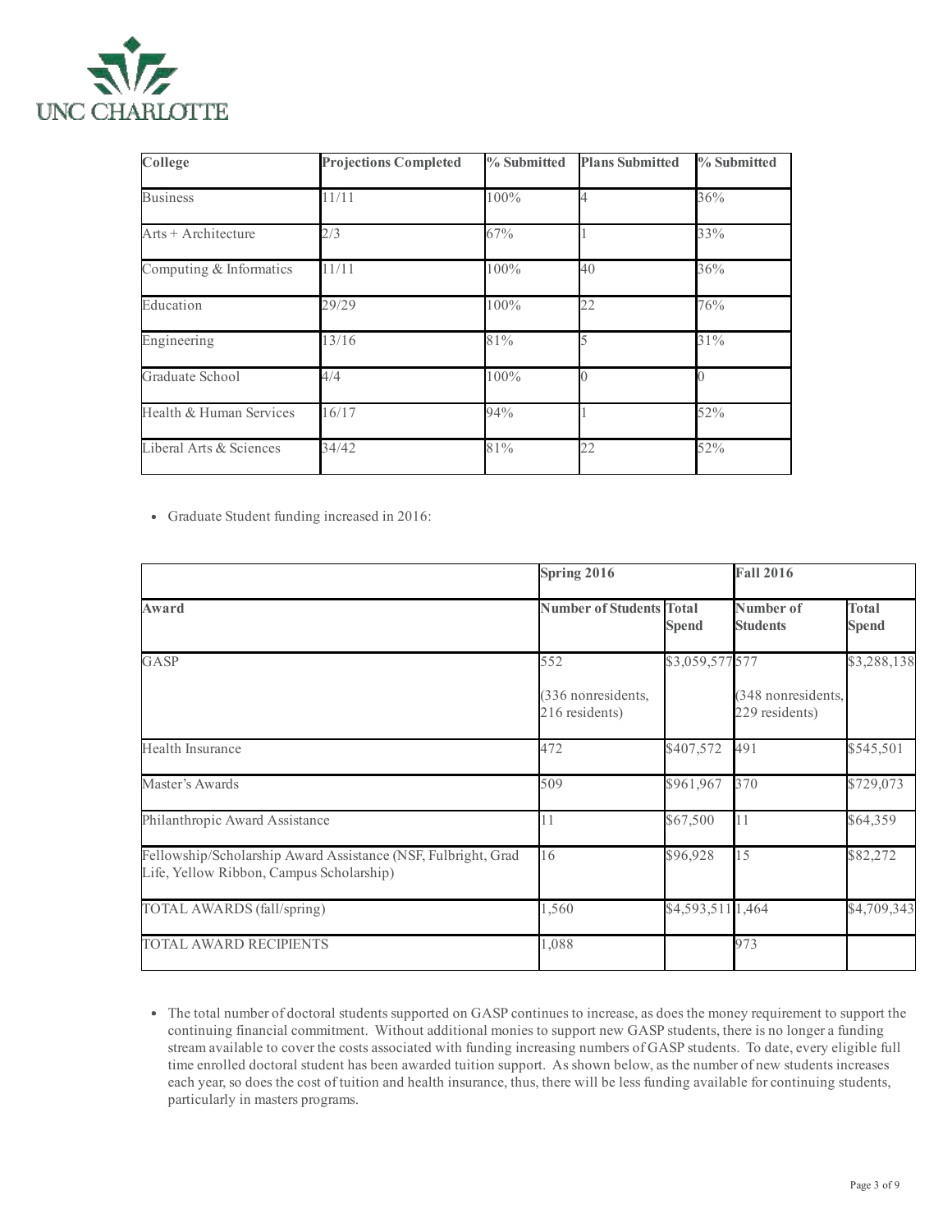| College | Projections Completed | % Submitted | Plans Submitted | % Submitted |
|---|---|---|---|---|
| Business | 11/11 | 100% | 4 | 36% |
| Arts + Architecture | 2/3 | 67% | 1 | 33% |
| Computing & Informatics | 11/11 | 100% | 40 | 36% |
| Education | 29/29 | 100% | 22 | 76% |
| Engineering | 13/16 | 81% | 5 | 31% |
| Graduate School | 4/4 | 100% | 0 | 0 |
| Health & Human Services | 16/17 | 94% | 1 | 52% |
| Liberal Arts & Sciences | 34/42 | 81% | 22 | 52% |

- Graduate Student funding increased in 2016:

| | Spring 2016 | | Fall 2016 | |
|---|---|---|---|---|
| **Award** | **Number of Students** | **Total Spend** | **Number of Students** | **Total Spend** |
| GASP | 552 (336 nonresidents, 216 residents) | $3,059,577 | 577 (348 nonresidents, 229 residents) | $3,288,138 |
| Health Insurance | 472 | $407,572 | 491 | $545,501 |
| Master's Awards | 509 | $961,967 | 370 | $729,073 |
| Philanthropic Award Assistance | 11 | $67,500 | 11 | $64,359 |
| Fellowship/Scholarship Award Assistance (NSF, Fulbright, Grad Life, Yellow Ribbon, Campus Scholarship) | 16 | $96,928 | 15 | $82,272 |
| TOTAL AWARDS (fall/spring) | 1,560 | $4,593,511 | 1,464 | $4,709,343 |
| TOTAL AWARD RECIPIENTS | 1,088 | | 973 | |

- The total number of doctoral students supported on GASP continues to increase, as does the money requirement to support the continuing financial commitment. Without additional monies to support new GASP students, there is no longer a funding stream available to cover the costs associated with funding increasing numbers of GASP students. To date, every eligible full time enrolled doctoral student has been awarded tuition support. As shown below, as the number of new students increases each year, so does the cost of tuition and health insurance, thus, there will be less funding available for continuing students, particularly in masters programs.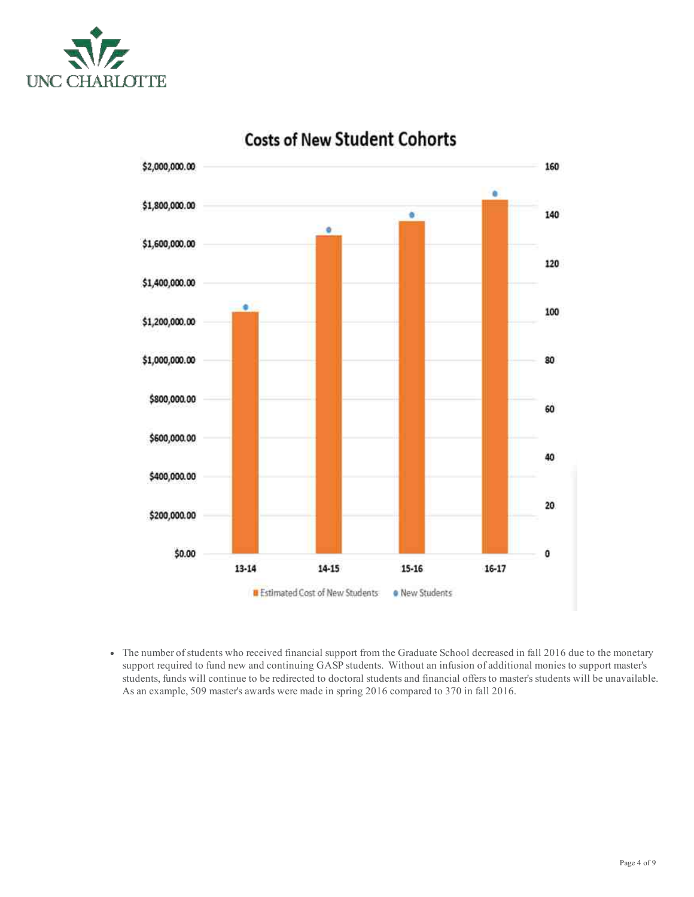## Costs of New Student Cohorts

- The number of students who received financial support from the Graduate School decreased in fall 2016 due to the monetary support required to fund new and continuing GASP students. Without an infusion of additional monies to support master's students, funds will continue to be redirected to doctoral students and financial offers to master's students will be unavailable. As an example, 509 master's awards were made in spring 2016 compared to 370 in fall 2016.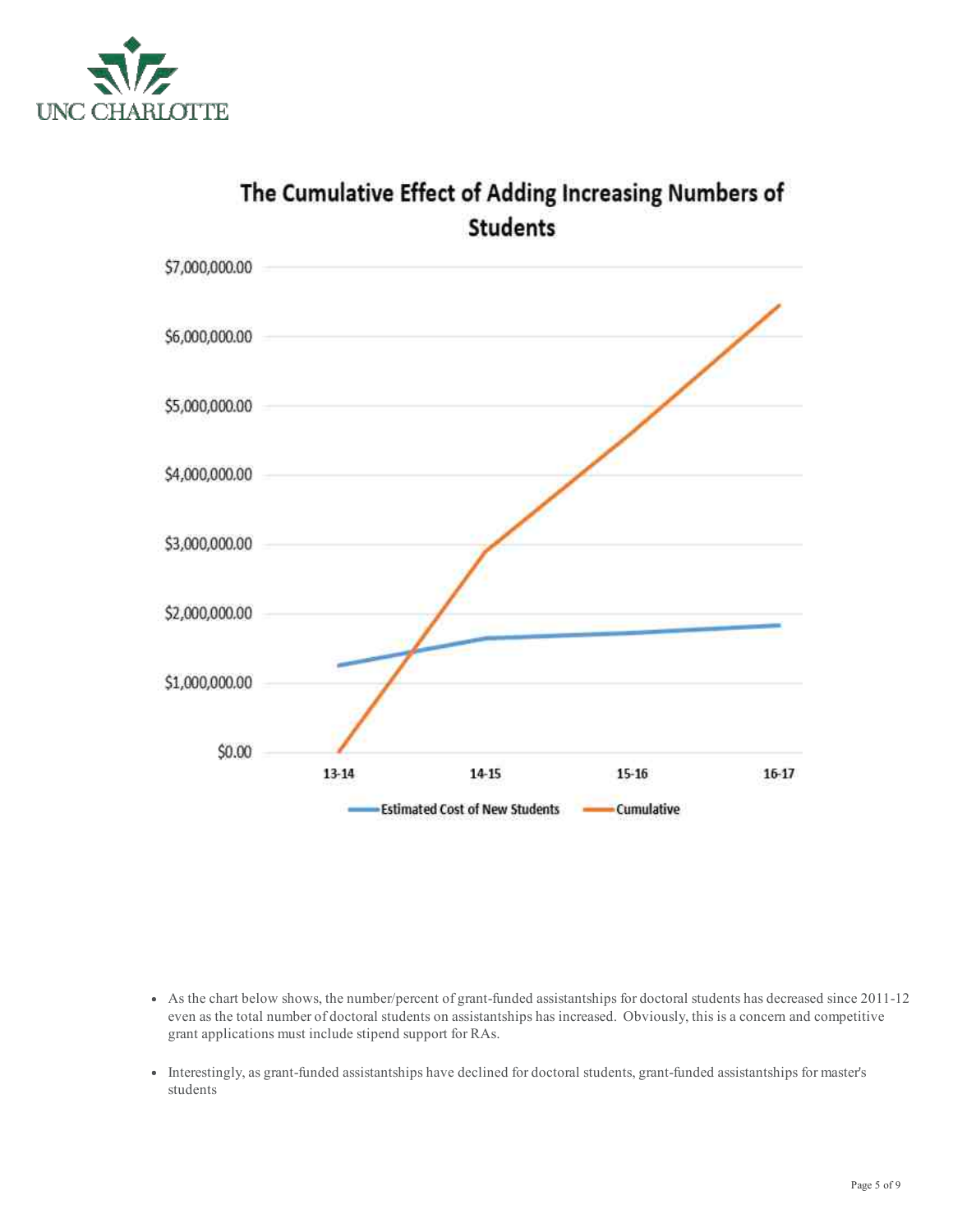## The Cumulative Effect of Adding Increasing Numbers of Students

| Year | Estimated Cost of New Students | Cumulative |
|---|---|---|
| 13-14 | ~$1,250,000 | $0.00 |
| 14-15 | ~$1,650,000 | ~$2,900,000 |
| 15-16 | ~$1,730,000 | ~$4,630,000 |
| 16-17 | ~$1,830,000 | ~$6,460,000 |

*Values are approximate readings from the chart; the y-axis runs from $0.00 to $7,000,000.00.*

- As the chart below shows, the number/percent of grant-funded assistantships for doctoral students has decreased since 2011-12 even as the total number of doctoral students on assistantships has increased. Obviously, this is a concern and competitive grant applications must include stipend support for RAs.

- Interestingly, as grant-funded assistantships have declined for doctoral students, grant-funded assistantships for master's students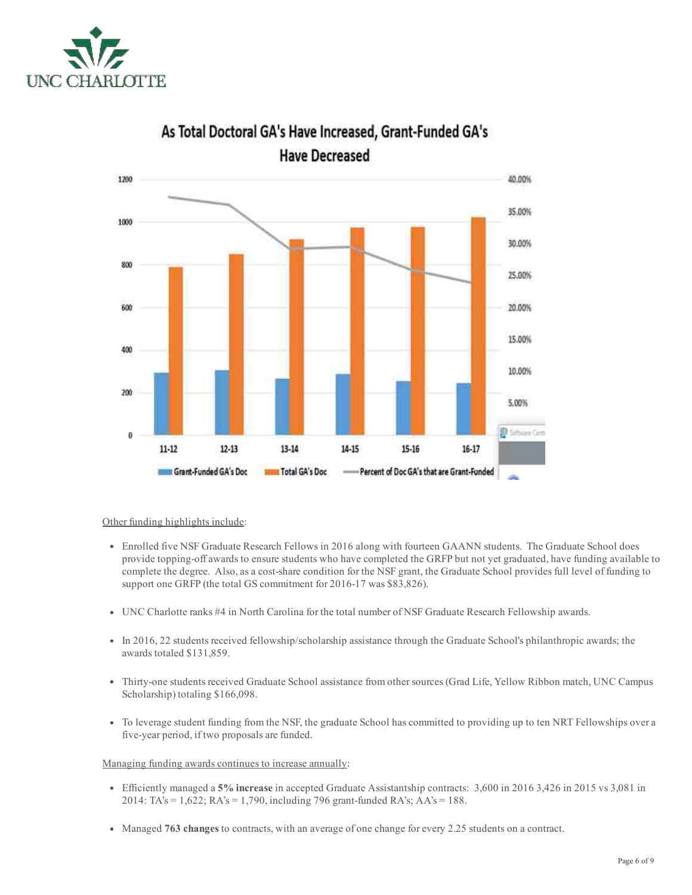## As Total Doctoral GA's Have Increased, Grant-Funded GA's Have Decreased

Other funding highlights include:

- Enrolled five NSF Graduate Research Fellows in 2016 along with fourteen GAANN students. The Graduate School does provide topping-off awards to ensure students who have completed the GRFP but not yet graduated, have funding available to complete the degree. Also, as a cost-share condition for the NSF grant, the Graduate School provides full level of funding to support one GRFP (the total GS commitment for 2016-17 was $83,826).
- UNC Charlotte ranks #4 in North Carolina for the total number of NSF Graduate Research Fellowship awards.
- In 2016, 22 students received fellowship/scholarship assistance through the Graduate School's philanthropic awards; the awards totaled $131,859.
- Thirty-one students received Graduate School assistance from other sources (Grad Life, Yellow Ribbon match, UNC Campus Scholarship) totaling $166,098.
- To leverage student funding from the NSF, the graduate School has committed to providing up to ten NRT Fellowships over a five-year period, if two proposals are funded.

Managing funding awards continues to increase annually:

- Efficiently managed a **5% increase** in accepted Graduate Assistantship contracts: 3,600 in 2016 3,426 in 2015 vs 3,081 in 2014: TA's = 1,622; RA's = 1,790, including 796 grant-funded RA's; AA's = 188.
- Managed **763 changes** to contracts, with an average of one change for every 2.25 students on a contract.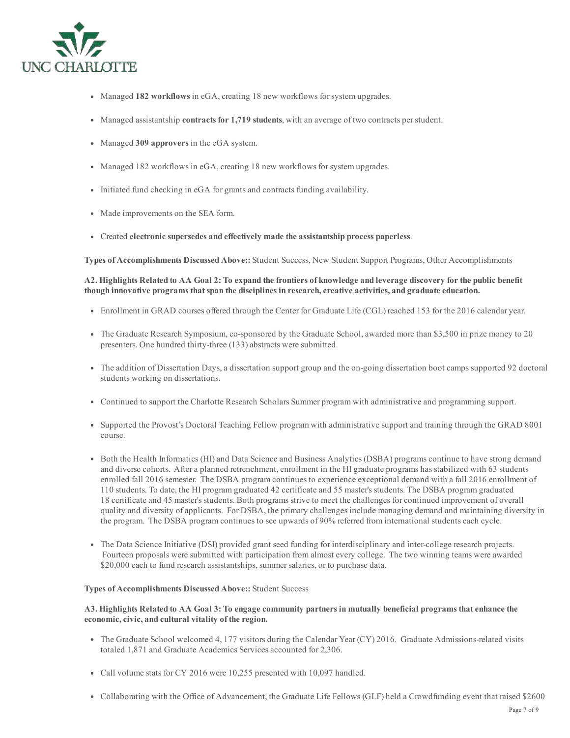- Managed **182 workflows** in eGA, creating 18 new workflows for system upgrades.
- Managed assistantship **contracts for 1,719 students**, with an average of two contracts per student.
- Managed **309 approvers** in the eGA system.
- Managed 182 workflows in eGA, creating 18 new workflows for system upgrades.
- Initiated fund checking in eGA for grants and contracts funding availability.
- Made improvements on the SEA form.
- Created **electronic supersedes and effectively made the assistantship process paperless**.

**Types of Accomplishments Discussed Above::** Student Success, New Student Support Programs, Other Accomplishments

**A2. Highlights Related to AA Goal 2: To expand the frontiers of knowledge and leverage discovery for the public benefit though innovative programs that span the disciplines in research, creative activities, and graduate education.**

- Enrollment in GRAD courses offered through the Center for Graduate Life (CGL) reached 153 for the 2016 calendar year.
- The Graduate Research Symposium, co-sponsored by the Graduate School, awarded more than $3,500 in prize money to 20 presenters. One hundred thirty-three (133) abstracts were submitted.
- The addition of Dissertation Days, a dissertation support group and the on-going dissertation boot camps supported 92 doctoral students working on dissertations.
- Continued to support the Charlotte Research Scholars Summer program with administrative and programming support.
- Supported the Provost's Doctoral Teaching Fellow program with administrative support and training through the GRAD 8001 course.
- Both the Health Informatics (HI) and Data Science and Business Analytics (DSBA) programs continue to have strong demand and diverse cohorts. After a planned retrenchment, enrollment in the HI graduate programs has stabilized with 63 students enrolled fall 2016 semester. The DSBA program continues to experience exceptional demand with a fall 2016 enrollment of 110 students. To date, the HI program graduated 42 certificate and 55 master's students. The DSBA program graduated 18 certificate and 45 master's students. Both programs strive to meet the challenges for continued improvement of overall quality and diversity of applicants. For DSBA, the primary challenges include managing demand and maintaining diversity in the program. The DSBA program continues to see upwards of 90% referred from international students each cycle.
- The Data Science Initiative (DSI) provided grant seed funding for interdisciplinary and inter-college research projects. Fourteen proposals were submitted with participation from almost every college. The two winning teams were awarded $20,000 each to fund research assistantships, summer salaries, or to purchase data.

**Types of Accomplishments Discussed Above::** Student Success

**A3. Highlights Related to AA Goal 3: To engage community partners in mutually beneficial programs that enhance the economic, civic, and cultural vitality of the region.**

- The Graduate School welcomed 4, 177 visitors during the Calendar Year (CY) 2016. Graduate Admissions-related visits totaled 1,871 and Graduate Academics Services accounted for 2,306.
- Call volume stats for CY 2016 were 10,255 presented with 10,097 handled.
- Collaborating with the Office of Advancement, the Graduate Life Fellows (GLF) held a Crowdfunding event that raised $2600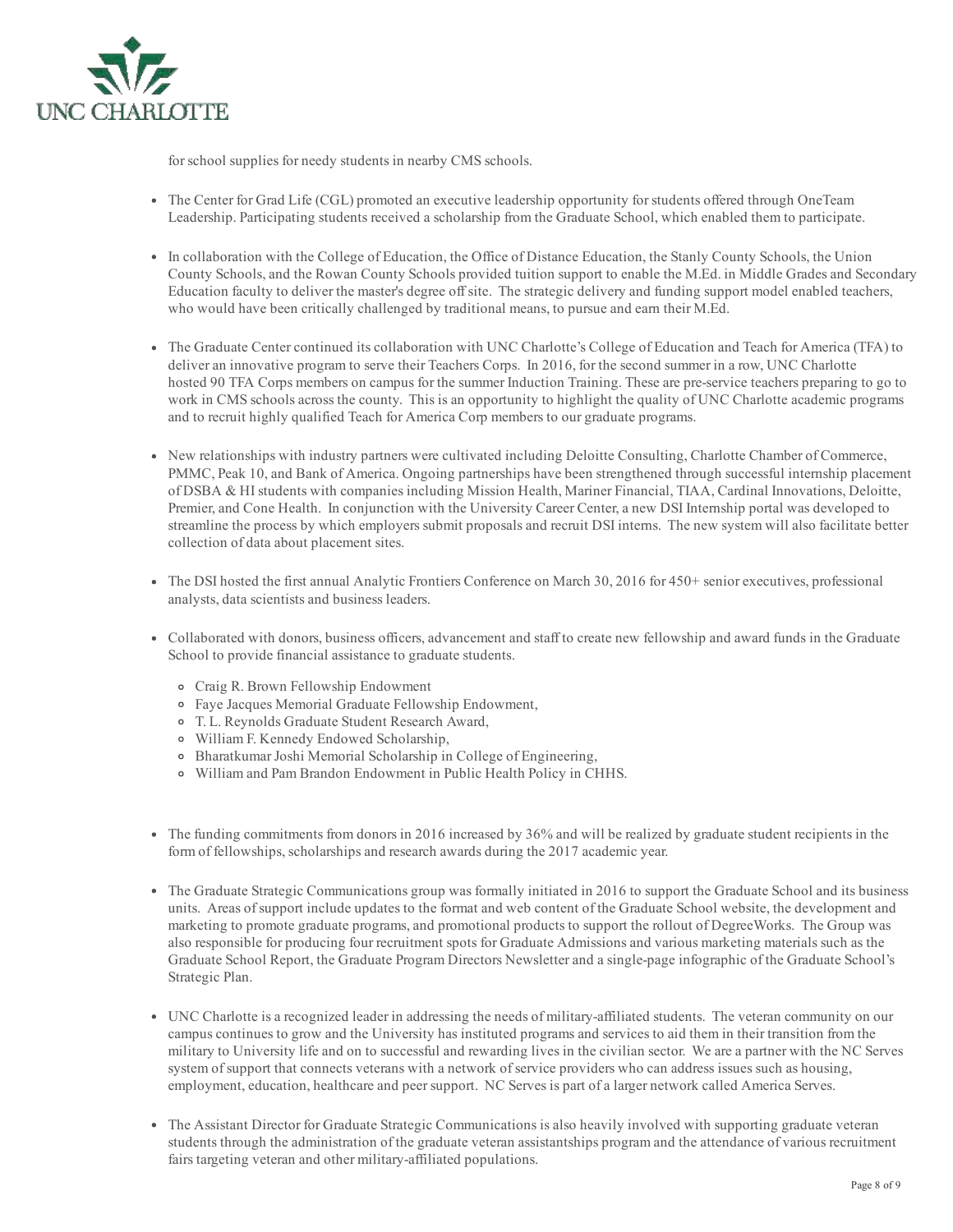for school supplies for needy students in nearby CMS schools.

- The Center for Grad Life (CGL) promoted an executive leadership opportunity for students offered through OneTeam Leadership. Participating students received a scholarship from the Graduate School, which enabled them to participate.

- In collaboration with the College of Education, the Office of Distance Education, the Stanly County Schools, the Union County Schools, and the Rowan County Schools provided tuition support to enable the M.Ed. in Middle Grades and Secondary Education faculty to deliver the master's degree off site. The strategic delivery and funding support model enabled teachers, who would have been critically challenged by traditional means, to pursue and earn their M.Ed.

- The Graduate Center continued its collaboration with UNC Charlotte's College of Education and Teach for America (TFA) to deliver an innovative program to serve their Teachers Corps. In 2016, for the second summer in a row, UNC Charlotte hosted 90 TFA Corps members on campus for the summer Induction Training. These are pre-service teachers preparing to go to work in CMS schools across the county. This is an opportunity to highlight the quality of UNC Charlotte academic programs and to recruit highly qualified Teach for America Corp members to our graduate programs.

- New relationships with industry partners were cultivated including Deloitte Consulting, Charlotte Chamber of Commerce, PMMC, Peak 10, and Bank of America. Ongoing partnerships have been strengthened through successful internship placement of DSBA & HI students with companies including Mission Health, Mariner Financial, TIAA, Cardinal Innovations, Deloitte, Premier, and Cone Health. In conjunction with the University Career Center, a new DSI Internship portal was developed to streamline the process by which employers submit proposals and recruit DSI interns. The new system will also facilitate better collection of data about placement sites.

- The DSI hosted the first annual Analytic Frontiers Conference on March 30, 2016 for 450+ senior executives, professional analysts, data scientists and business leaders.

- Collaborated with donors, business officers, advancement and staff to create new fellowship and award funds in the Graduate School to provide financial assistance to graduate students.
  - Craig R. Brown Fellowship Endowment
  - Faye Jacques Memorial Graduate Fellowship Endowment,
  - T. L. Reynolds Graduate Student Research Award,
  - William F. Kennedy Endowed Scholarship,
  - Bharatkumar Joshi Memorial Scholarship in College of Engineering,
  - William and Pam Brandon Endowment in Public Health Policy in CHHS.

- The funding commitments from donors in 2016 increased by 36% and will be realized by graduate student recipients in the form of fellowships, scholarships and research awards during the 2017 academic year.

- The Graduate Strategic Communications group was formally initiated in 2016 to support the Graduate School and its business units. Areas of support include updates to the format and web content of the Graduate School website, the development and marketing to promote graduate programs, and promotional products to support the rollout of DegreeWorks. The Group was also responsible for producing four recruitment spots for Graduate Admissions and various marketing materials such as the Graduate School Report, the Graduate Program Directors Newsletter and a single-page infographic of the Graduate School's Strategic Plan.

- UNC Charlotte is a recognized leader in addressing the needs of military-affiliated students. The veteran community on our campus continues to grow and the University has instituted programs and services to aid them in their transition from the military to University life and on to successful and rewarding lives in the civilian sector. We are a partner with the NC Serves system of support that connects veterans with a network of service providers who can address issues such as housing, employment, education, healthcare and peer support. NC Serves is part of a larger network called America Serves.

- The Assistant Director for Graduate Strategic Communications is also heavily involved with supporting graduate veteran students through the administration of the graduate veteran assistantships program and the attendance of various recruitment fairs targeting veteran and other military-affiliated populations.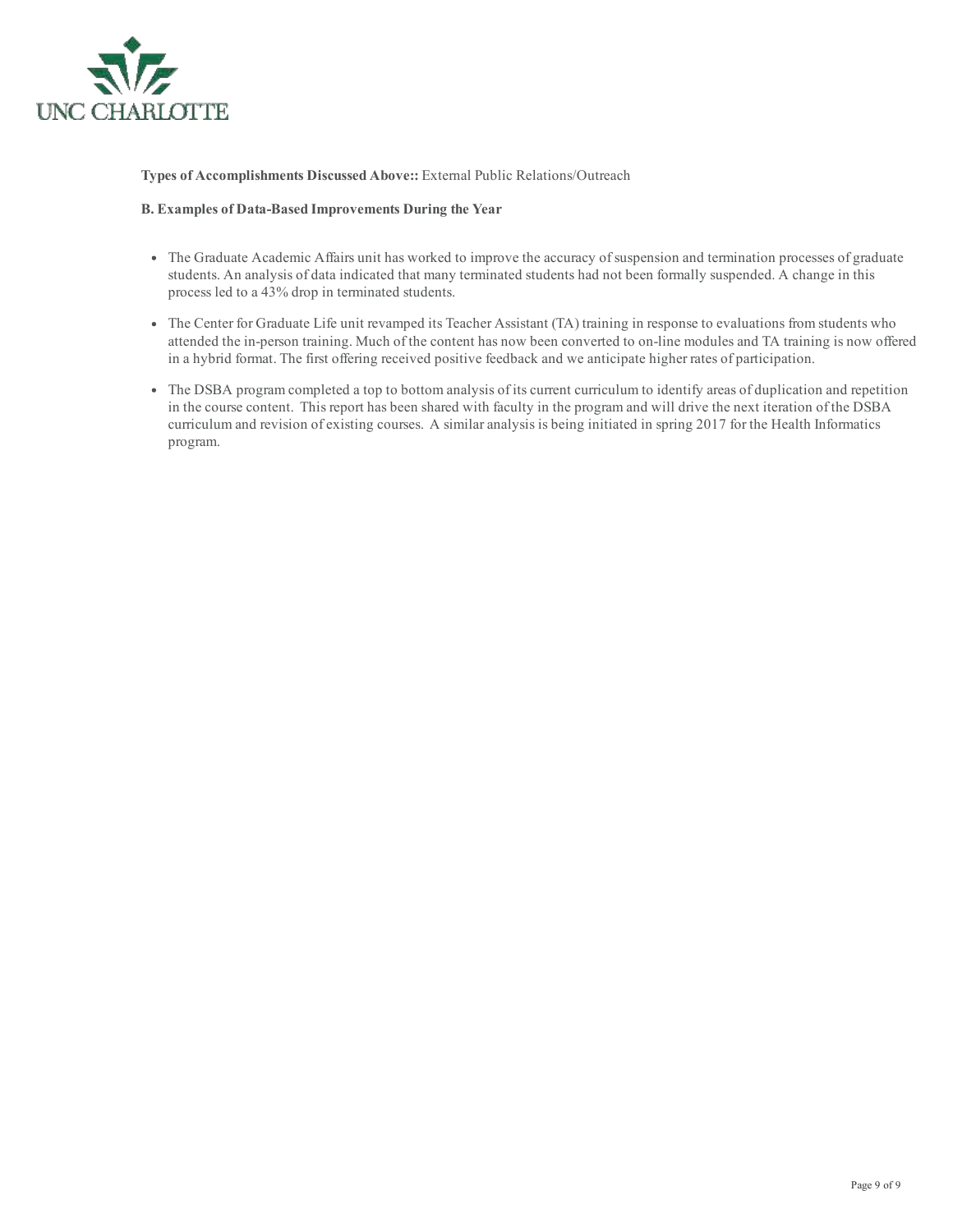**Types of Accomplishments Discussed Above::** External Public Relations/Outreach

**B. Examples of Data-Based Improvements During the Year**

- The Graduate Academic Affairs unit has worked to improve the accuracy of suspension and termination processes of graduate students. An analysis of data indicated that many terminated students had not been formally suspended. A change in this process led to a 43% drop in terminated students.
- The Center for Graduate Life unit revamped its Teacher Assistant (TA) training in response to evaluations from students who attended the in-person training. Much of the content has now been converted to on-line modules and TA training is now offered in a hybrid format. The first offering received positive feedback and we anticipate higher rates of participation.
- The DSBA program completed a top to bottom analysis of its current curriculum to identify areas of duplication and repetition in the course content. This report has been shared with faculty in the program and will drive the next iteration of the DSBA curriculum and revision of existing courses. A similar analysis is being initiated in spring 2017 for the Health Informatics program.